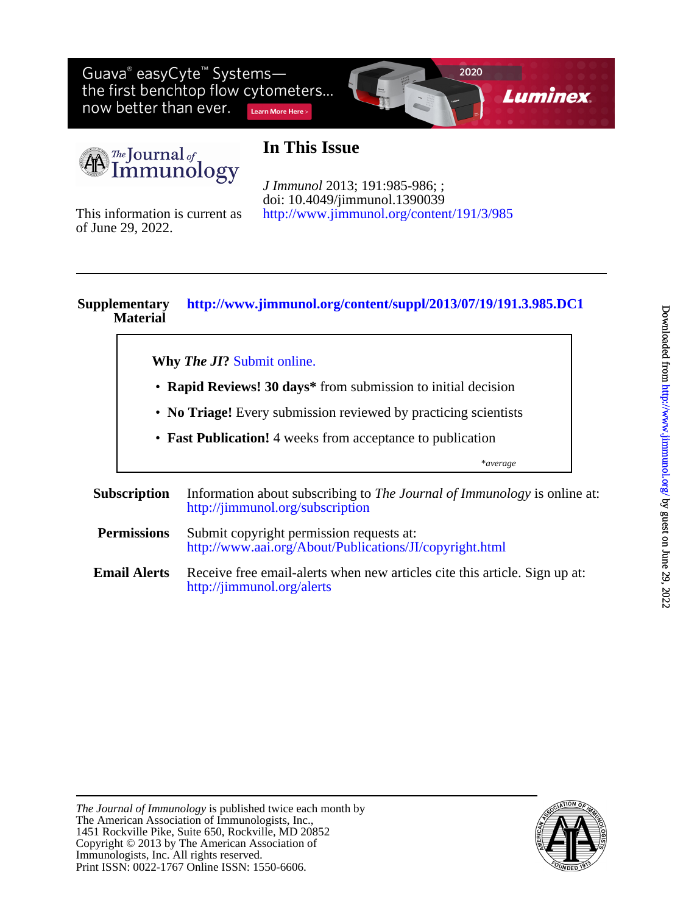# In This Issue

*J Immunol* 2013; 191:985-986; ;
doi: 10.4049/jimmunol.1390039
http://www.jimmunol.org/content/191/3/985

This information is current as of June 29, 2022.

**Supplementary Material** **http://www.jimmunol.org/content/suppl/2013/07/19/191.3.985.DC1**

**Why *The JI*?** Submit online.

- **Rapid Reviews! 30 days*** from submission to initial decision
- **No Triage!** Every submission reviewed by practicing scientists
- **Fast Publication!** 4 weeks from acceptance to publication

*\*average*

**Subscription** Information about subscribing to *The Journal of Immunology* is online at: http://jimmunol.org/subscription

**Permissions** Submit copyright permission requests at: http://www.aai.org/About/Publications/JI/copyright.html

**Email Alerts** Receive free email-alerts when new articles cite this article. Sign up at: http://jimmunol.org/alerts

*The Journal of Immunology* is published twice each month by
The American Association of Immunologists, Inc.,
1451 Rockville Pike, Suite 650, Rockville, MD 20852
Copyright © 2013 by The American Association of Immunologists, Inc. All rights reserved.
Print ISSN: 0022-1767 Online ISSN: 1550-6606.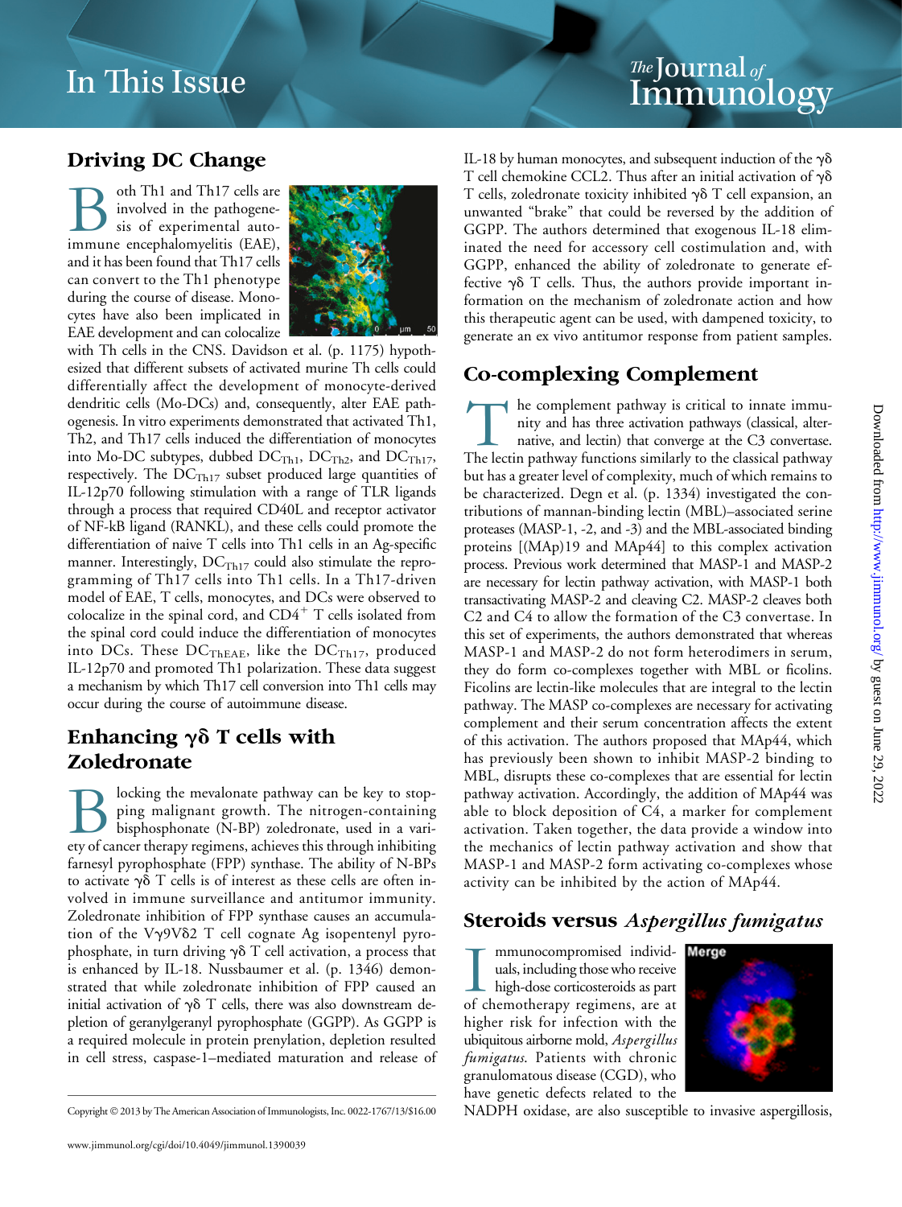# In This Issue

## Driving DC Change

Both Th1 and Th17 cells are involved in the pathogenesis of experimental autoimmune encephalomyelitis (EAE), and it has been found that Th17 cells can convert to the Th1 phenotype during the course of disease. Monocytes have also been implicated in EAE development and can colocalize with Th cells in the CNS. Davidson et al. (p. 1175) hypothesized that different subsets of activated murine Th cells could differentially affect the development of monocyte-derived dendritic cells (Mo-DCs) and, consequently, alter EAE pathogenesis. In vitro experiments demonstrated that activated Th1, Th2, and Th17 cells induced the differentiation of monocytes into Mo-DC subtypes, dubbed $DC_{Th1}$, $DC_{Th2}$, and $DC_{Th17}$, respectively. The $DC_{Th17}$ subset produced large quantities of IL-12p70 following stimulation with a range of TLR ligands through a process that required CD40L and receptor activator of NF-kB ligand (RANKL), and these cells could promote the differentiation of naive T cells into Th1 cells in an Ag-specific manner. Interestingly, $DC_{Th17}$ could also stimulate the reprogramming of Th17 cells into Th1 cells. In a Th17-driven model of EAE, T cells, monocytes, and DCs were observed to colocalize in the spinal cord, and $CD4^+$ T cells isolated from the spinal cord could induce the differentiation of monocytes into DCs. These $DC_{ThEAE}$, like the $DC_{Th17}$, produced IL-12p70 and promoted Th1 polarization. These data suggest a mechanism by which Th17 cell conversion into Th1 cells may occur during the course of autoimmune disease.

## Enhancing γδ T cells with Zoledronate

Blocking the mevalonate pathway can be key to stopping malignant growth. The nitrogen-containing bisphosphonate (N-BP) zoledronate, used in a variety of cancer therapy regimens, achieves this through inhibiting farnesyl pyrophosphate (FPP) synthase. The ability of N-BPs to activate γδ T cells is of interest as these cells are often involved in immune surveillance and antitumor immunity. Zoledronate inhibition of FPP synthase causes an accumulation of the Vγ9Vδ2 T cell cognate Ag isopentenyl pyrophosphate, in turn driving γδ T cell activation, a process that is enhanced by IL-18. Nussbaumer et al. (p. 1346) demonstrated that while zoledronate inhibition of FPP caused an initial activation of γδ T cells, there was also downstream depletion of geranylgeranyl pyrophosphate (GGPP). As GGPP is a required molecule in protein prenylation, depletion resulted in cell stress, caspase-1–mediated maturation and release of IL-18 by human monocytes, and subsequent induction of the γδ T cell chemokine CCL2. Thus after an initial activation of γδ T cells, zoledronate toxicity inhibited γδ T cell expansion, an unwanted "brake" that could be reversed by the addition of GGPP. The authors determined that exogenous IL-18 eliminated the need for accessory cell costimulation and, with GGPP, enhanced the ability of zoledronate to generate effective γδ T cells. Thus, the authors provide important information on the mechanism of zoledronate action and how this therapeutic agent can be used, with dampened toxicity, to generate an ex vivo antitumor response from patient samples.

## Co-complexing Complement

The complement pathway is critical to innate immunity and has three activation pathways (classical, alternative, and lectin) that converge at the C3 convertase. The lectin pathway functions similarly to the classical pathway but has a greater level of complexity, much of which remains to be characterized. Degn et al. (p. 1334) investigated the contributions of mannan-binding lectin (MBL)–associated serine proteases (MASP-1, -2, and -3) and the MBL-associated binding proteins [(MAp)19 and MAp44] to this complex activation process. Previous work determined that MASP-1 and MASP-2 are necessary for lectin pathway activation, with MASP-1 both transactivating MASP-2 and cleaving C2. MASP-2 cleaves both C2 and C4 to allow the formation of the C3 convertase. In this set of experiments, the authors demonstrated that whereas MASP-1 and MASP-2 do not form heterodimers in serum, they do form co-complexes together with MBL or ficolins. Ficolins are lectin-like molecules that are integral to the lectin pathway. The MASP co-complexes are necessary for activating complement and their serum concentration affects the extent of this activation. The authors proposed that MAp44, which has previously been shown to inhibit MASP-2 binding to MBL, disrupts these co-complexes that are essential for lectin pathway activation. Accordingly, the addition of MAp44 was able to block deposition of C4, a marker for complement activation. Taken together, the data provide a window into the mechanics of lectin pathway activation and show that MASP-1 and MASP-2 form activating co-complexes whose activity can be inhibited by the action of MAp44.

## Steroids versus *Aspergillus fumigatus*

Immunocompromised individuals, including those who receive high-dose corticosteroids as part of chemotherapy regimens, are at higher risk for infection with the ubiquitous airborne mold, *Aspergillus fumigatus*. Patients with chronic granulomatous disease (CGD), who have genetic defects related to the NADPH oxidase, are also susceptible to invasive aspergillosis,

Copyright © 2013 by The American Association of Immunologists, Inc. 0022-1767/13/$16.00

www.jimmunol.org/cgi/doi/10.4049/jimmunol.1390039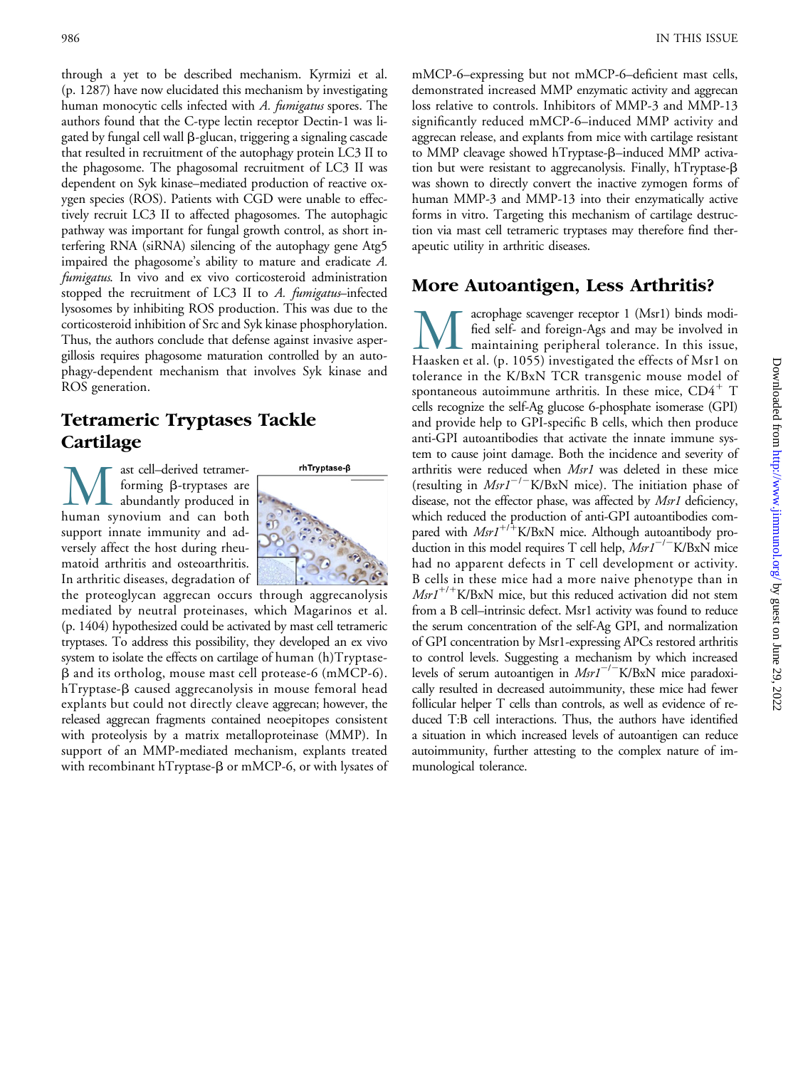through a yet to be described mechanism. Kyrmizi et al. (p. 1287) have now elucidated this mechanism by investigating human monocytic cells infected with *A. fumigatus* spores. The authors found that the C-type lectin receptor Dectin-1 was ligated by fungal cell wall β-glucan, triggering a signaling cascade that resulted in recruitment of the autophagy protein LC3 II to the phagosome. The phagosomal recruitment of LC3 II was dependent on Syk kinase–mediated production of reactive oxygen species (ROS). Patients with CGD were unable to effectively recruit LC3 II to affected phagosomes. The autophagic pathway was important for fungal growth control, as short interfering RNA (siRNA) silencing of the autophagy gene Atg5 impaired the phagosome's ability to mature and eradicate *A. fumigatus*. In vivo and ex vivo corticosteroid administration stopped the recruitment of LC3 II to *A. fumigatus*–infected lysosomes by inhibiting ROS production. This was due to the corticosteroid inhibition of Src and Syk kinase phosphorylation. Thus, the authors conclude that defense against invasive aspergillosis requires phagosome maturation controlled by an autophagy-dependent mechanism that involves Syk kinase and ROS generation.

## Tetrameric Tryptases Tackle Cartilage

rhTryptase-β

Mast cell–derived tetramer-forming β-tryptases are abundantly produced in human synovium and can both support innate immunity and adversely affect the host during rheumatoid arthritis and osteoarthritis. In arthritic diseases, degradation of the proteoglycan aggrecan occurs through aggrecanolysis mediated by neutral proteinases, which Magarinos et al. (p. 1404) hypothesized could be activated by mast cell tetrameric tryptases. To address this possibility, they developed an ex vivo system to isolate the effects on cartilage of human (h)Tryptase-β and its ortholog, mouse mast cell protease-6 (mMCP-6). hTryptase-β caused aggrecanolysis in mouse femoral head explants but could not directly cleave aggrecan; however, the released aggrecan fragments contained neoepitopes consistent with proteolysis by a matrix metalloproteinase (MMP). In support of an MMP-mediated mechanism, explants treated with recombinant hTryptase-β or mMCP-6, or with lysates of mMCP-6–expressing but not mMCP-6–deficient mast cells, demonstrated increased MMP enzymatic activity and aggrecan loss relative to controls. Inhibitors of MMP-3 and MMP-13 significantly reduced mMCP-6–induced MMP activity and aggrecan release, and explants from mice with cartilage resistant to MMP cleavage showed hTryptase-β–induced MMP activation but were resistant to aggrecanolysis. Finally, hTryptase-β was shown to directly convert the inactive zymogen forms of human MMP-3 and MMP-13 into their enzymatically active forms in vitro. Targeting this mechanism of cartilage destruction via mast cell tetrameric tryptases may therefore find therapeutic utility in arthritic diseases.

## More Autoantigen, Less Arthritis?

Macrophage scavenger receptor 1 (Msr1) binds modified self- and foreign-Ags and may be involved in maintaining peripheral tolerance. In this issue, Haasken et al. (p. 1055) investigated the effects of Msr1 on tolerance in the K/BxN TCR transgenic mouse model of spontaneous autoimmune arthritis. In these mice, $CD4^+$ T cells recognize the self-Ag glucose 6-phosphate isomerase (GPI) and provide help to GPI-specific B cells, which then produce anti-GPI autoantibodies that activate the innate immune system to cause joint damage. Both the incidence and severity of arthritis were reduced when *Msr1* was deleted in these mice (resulting in *Msr1*$^{-/-}$K/BxN mice). The initiation phase of disease, not the effector phase, was affected by *Msr1* deficiency, which reduced the production of anti-GPI autoantibodies compared with *Msr1*$^{+/+}$K/BxN mice. Although autoantibody production in this model requires T cell help, *Msr1*$^{-/-}$K/BxN mice had no apparent defects in T cell development or activity. B cells in these mice had a more naive phenotype than in *Msr1*$^{+/+}$K/BxN mice, but this reduced activation did not stem from a B cell–intrinsic defect. Msr1 activity was found to reduce the serum concentration of the self-Ag GPI, and normalization of GPI concentration by Msr1-expressing APCs restored arthritis to control levels. Suggesting a mechanism by which increased levels of serum autoantigen in *Msr1*$^{-/-}$K/BxN mice paradoxically resulted in decreased autoimmunity, these mice had fewer follicular helper T cells than controls, as well as evidence of reduced T:B cell interactions. Thus, the authors have identified a situation in which increased levels of autoantigen can reduce autoimmunity, further attesting to the complex nature of immunological tolerance.